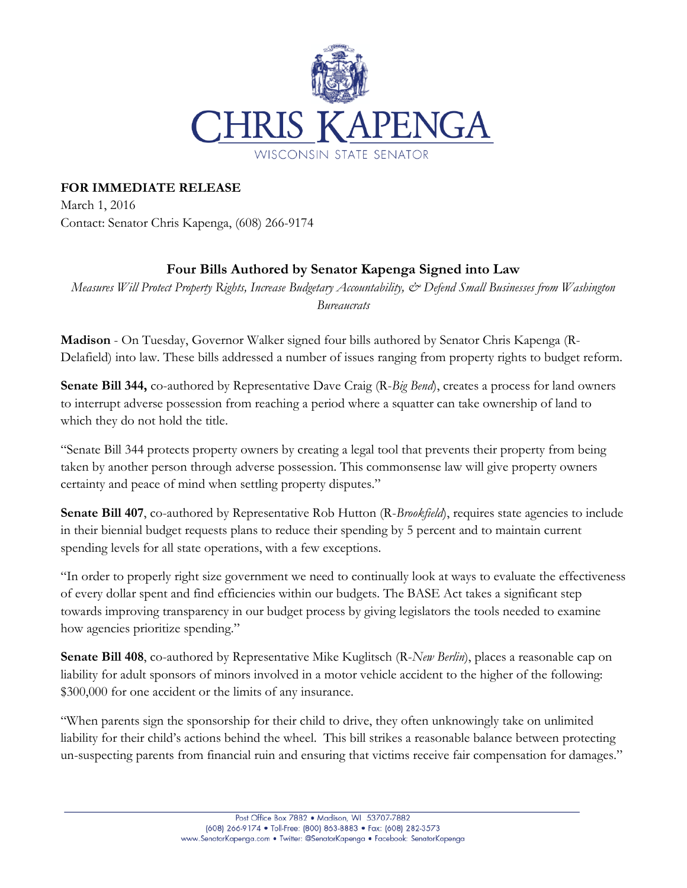# CHRIS KAPENGA

WISCONSIN STATE SENATOR

**FOR IMMEDIATE RELEASE**
March 1, 2016
Contact: Senator Chris Kapenga, (608) 266-9174

## Four Bills Authored by Senator Kapenga Signed into Law

*Measures Will Protect Property Rights, Increase Budgetary Accountability, & Defend Small Businesses from Washington Bureaucrats*

**Madison** - On Tuesday, Governor Walker signed four bills authored by Senator Chris Kapenga (R-Delafield) into law. These bills addressed a number of issues ranging from property rights to budget reform.

**Senate Bill 344,** co-authored by Representative Dave Craig (R-*Big Bend*), creates a process for land owners to interrupt adverse possession from reaching a period where a squatter can take ownership of land to which they do not hold the title.

"Senate Bill 344 protects property owners by creating a legal tool that prevents their property from being taken by another person through adverse possession. This commonsense law will give property owners certainty and peace of mind when settling property disputes."

**Senate Bill 407**, co-authored by Representative Rob Hutton (R-*Brookfield*), requires state agencies to include in their biennial budget requests plans to reduce their spending by 5 percent and to maintain current spending levels for all state operations, with a few exceptions.

"In order to properly right size government we need to continually look at ways to evaluate the effectiveness of every dollar spent and find efficiencies within our budgets. The BASE Act takes a significant step towards improving transparency in our budget process by giving legislators the tools needed to examine how agencies prioritize spending."

**Senate Bill 408**, co-authored by Representative Mike Kuglitsch (R-*New Berlin*), places a reasonable cap on liability for adult sponsors of minors involved in a motor vehicle accident to the higher of the following: $300,000 for one accident or the limits of any insurance.

"When parents sign the sponsorship for their child to drive, they often unknowingly take on unlimited liability for their child's actions behind the wheel. This bill strikes a reasonable balance between protecting un-suspecting parents from financial ruin and ensuring that victims receive fair compensation for damages."

Post Office Box 7882 • Madison, WI 53707-7882
(608) 266-9174 • Toll-Free: (800) 863-8883 • Fax: (608) 282-3573
www.SenatorKapenga.com • Twitter: @SenatorKapenga • Facebook: SenatorKapenga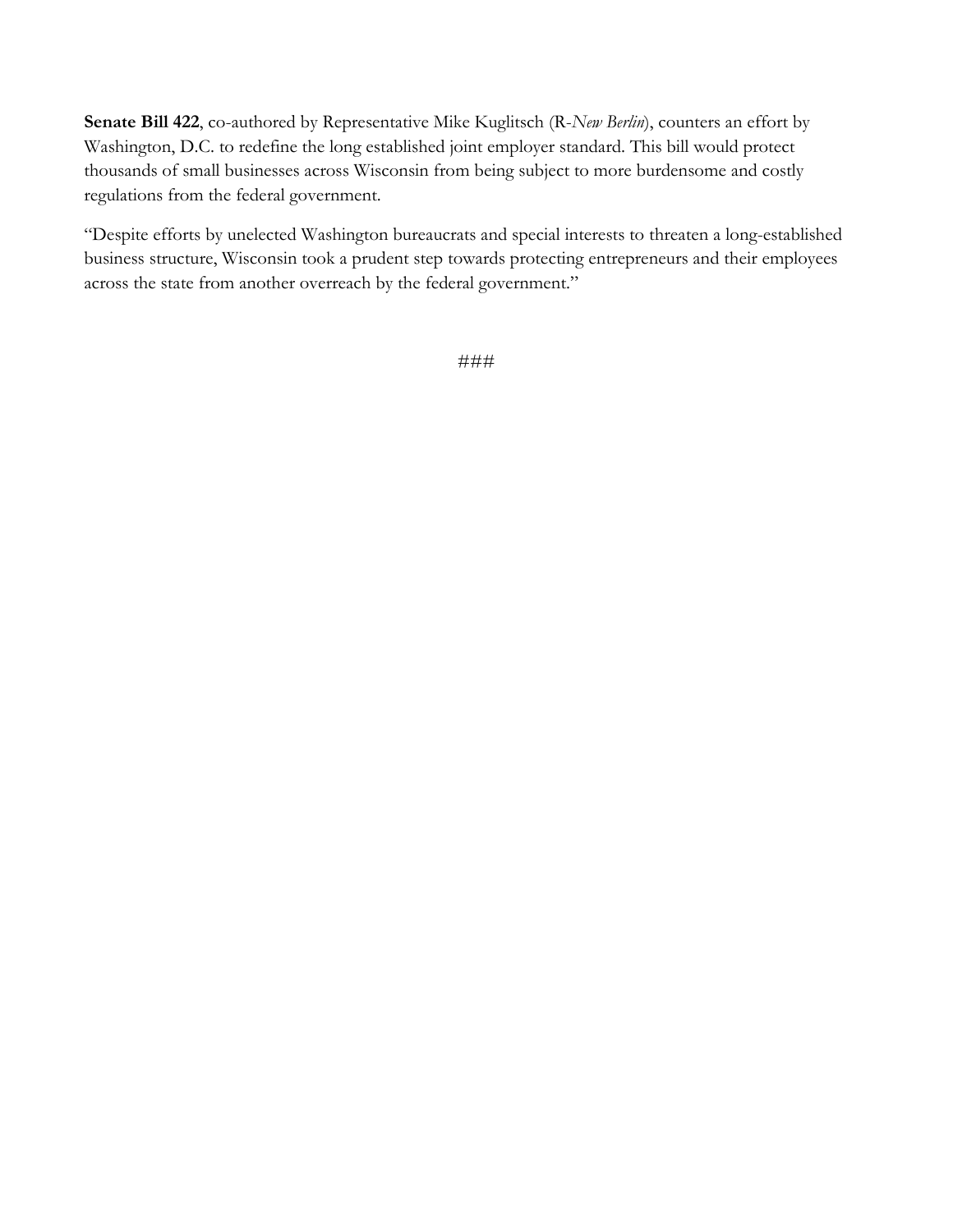**Senate Bill 422**, co-authored by Representative Mike Kuglitsch (R-*New Berlin*), counters an effort by Washington, D.C. to redefine the long established joint employer standard. This bill would protect thousands of small businesses across Wisconsin from being subject to more burdensome and costly regulations from the federal government.

"Despite efforts by unelected Washington bureaucrats and special interests to threaten a long-established business structure, Wisconsin took a prudent step towards protecting entrepreneurs and their employees across the state from another overreach by the federal government."

###